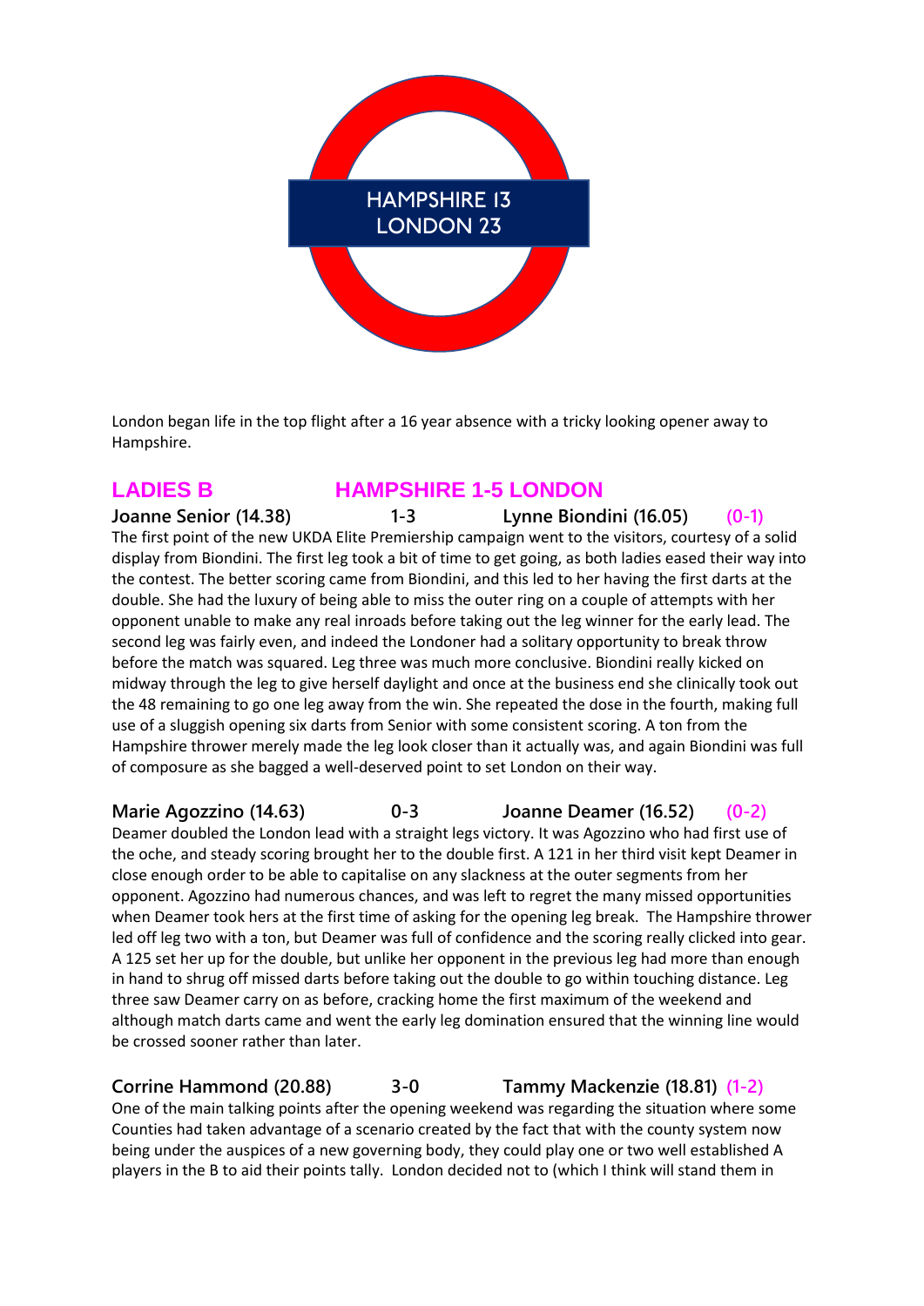HAMPSHIRE 13
LONDON 23

London began life in the top flight after a 16 year absence with a tricky looking opener away to Hampshire.

## LADIES B HAMPSHIRE 1-5 LONDON

**Joanne Senior (14.38) 1-3 Lynne Biondini (16.05) (0-1)**

The first point of the new UKDA Elite Premiership campaign went to the visitors, courtesy of a solid display from Biondini. The first leg took a bit of time to get going, as both ladies eased their way into the contest. The better scoring came from Biondini, and this led to her having the first darts at the double. She had the luxury of being able to miss the outer ring on a couple of attempts with her opponent unable to make any real inroads before taking out the leg winner for the early lead. The second leg was fairly even, and indeed the Londoner had a solitary opportunity to break throw before the match was squared. Leg three was much more conclusive. Biondini really kicked on midway through the leg to give herself daylight and once at the business end she clinically took out the 48 remaining to go one leg away from the win. She repeated the dose in the fourth, making full use of a sluggish opening six darts from Senior with some consistent scoring. A ton from the Hampshire thrower merely made the leg look closer than it actually was, and again Biondini was full of composure as she bagged a well-deserved point to set London on their way.

**Marie Agozzino (14.63) 0-3 Joanne Deamer (16.52) (0-2)**

Deamer doubled the London lead with a straight legs victory. It was Agozzino who had first use of the oche, and steady scoring brought her to the double first. A 121 in her third visit kept Deamer in close enough order to be able to capitalise on any slackness at the outer segments from her opponent. Agozzino had numerous chances, and was left to regret the many missed opportunities when Deamer took hers at the first time of asking for the opening leg break. The Hampshire thrower led off leg two with a ton, but Deamer was full of confidence and the scoring really clicked into gear. A 125 set her up for the double, but unlike her opponent in the previous leg had more than enough in hand to shrug off missed darts before taking out the double to go within touching distance. Leg three saw Deamer carry on as before, cracking home the first maximum of the weekend and although match darts came and went the early leg domination ensured that the winning line would be crossed sooner rather than later.

**Corrine Hammond (20.88) 3-0 Tammy Mackenzie (18.81) (1-2)**

One of the main talking points after the opening weekend was regarding the situation where some Counties had taken advantage of a scenario created by the fact that with the county system now being under the auspices of a new governing body, they could play one or two well established A players in the B to aid their points tally. London decided not to (which I think will stand them in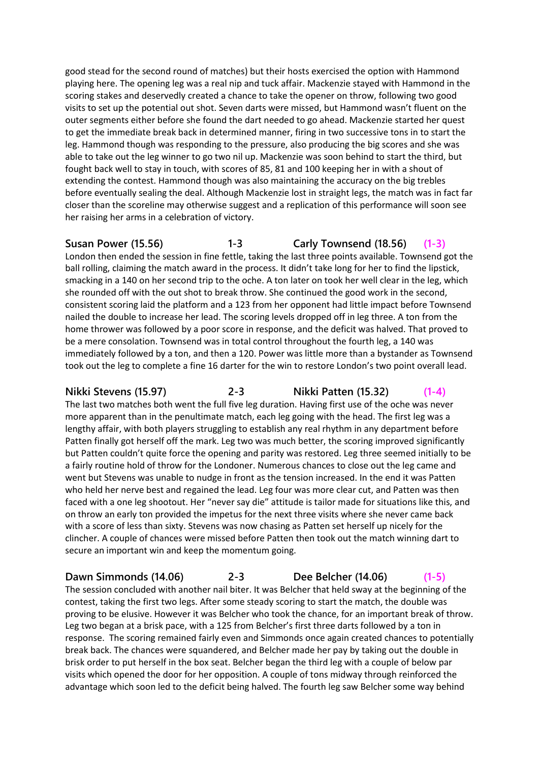good stead for the second round of matches) but their hosts exercised the option with Hammond playing here. The opening leg was a real nip and tuck affair. Mackenzie stayed with Hammond in the scoring stakes and deservedly created a chance to take the opener on throw, following two good visits to set up the potential out shot. Seven darts were missed, but Hammond wasn't fluent on the outer segments either before she found the dart needed to go ahead. Mackenzie started her quest to get the immediate break back in determined manner, firing in two successive tons in to start the leg. Hammond though was responding to the pressure, also producing the big scores and she was able to take out the leg winner to go two nil up. Mackenzie was soon behind to start the third, but fought back well to stay in touch, with scores of 85, 81 and 100 keeping her in with a shout of extending the contest. Hammond though was also maintaining the accuracy on the big trebles before eventually sealing the deal. Although Mackenzie lost in straight legs, the match was in fact far closer than the scoreline may otherwise suggest and a replication of this performance will soon see her raising her arms in a celebration of victory.

**Susan Power (15.56) 1-3 Carly Townsend (18.56) (1-3)**

London then ended the session in fine fettle, taking the last three points available. Townsend got the ball rolling, claiming the match award in the process. It didn't take long for her to find the lipstick, smacking in a 140 on her second trip to the oche. A ton later on took her well clear in the leg, which she rounded off with the out shot to break throw. She continued the good work in the second, consistent scoring laid the platform and a 123 from her opponent had little impact before Townsend nailed the double to increase her lead. The scoring levels dropped off in leg three. A ton from the home thrower was followed by a poor score in response, and the deficit was halved. That proved to be a mere consolation. Townsend was in total control throughout the fourth leg, a 140 was immediately followed by a ton, and then a 120. Power was little more than a bystander as Townsend took out the leg to complete a fine 16 darter for the win to restore London's two point overall lead.

**Nikki Stevens (15.97) 2-3 Nikki Patten (15.32) (1-4)**

The last two matches both went the full five leg duration. Having first use of the oche was never more apparent than in the penultimate match, each leg going with the head. The first leg was a lengthy affair, with both players struggling to establish any real rhythm in any department before Patten finally got herself off the mark. Leg two was much better, the scoring improved significantly but Patten couldn't quite force the opening and parity was restored. Leg three seemed initially to be a fairly routine hold of throw for the Londoner. Numerous chances to close out the leg came and went but Stevens was unable to nudge in front as the tension increased. In the end it was Patten who held her nerve best and regained the lead. Leg four was more clear cut, and Patten was then faced with a one leg shootout. Her "never say die" attitude is tailor made for situations like this, and on throw an early ton provided the impetus for the next three visits where she never came back with a score of less than sixty. Stevens was now chasing as Patten set herself up nicely for the clincher. A couple of chances were missed before Patten then took out the match winning dart to secure an important win and keep the momentum going.

**Dawn Simmonds (14.06) 2-3 Dee Belcher (14.06) (1-5)**

The session concluded with another nail biter. It was Belcher that held sway at the beginning of the contest, taking the first two legs. After some steady scoring to start the match, the double was proving to be elusive. However it was Belcher who took the chance, for an important break of throw. Leg two began at a brisk pace, with a 125 from Belcher's first three darts followed by a ton in response. The scoring remained fairly even and Simmonds once again created chances to potentially break back. The chances were squandered, and Belcher made her pay by taking out the double in brisk order to put herself in the box seat. Belcher began the third leg with a couple of below par visits which opened the door for her opposition. A couple of tons midway through reinforced the advantage which soon led to the deficit being halved. The fourth leg saw Belcher some way behind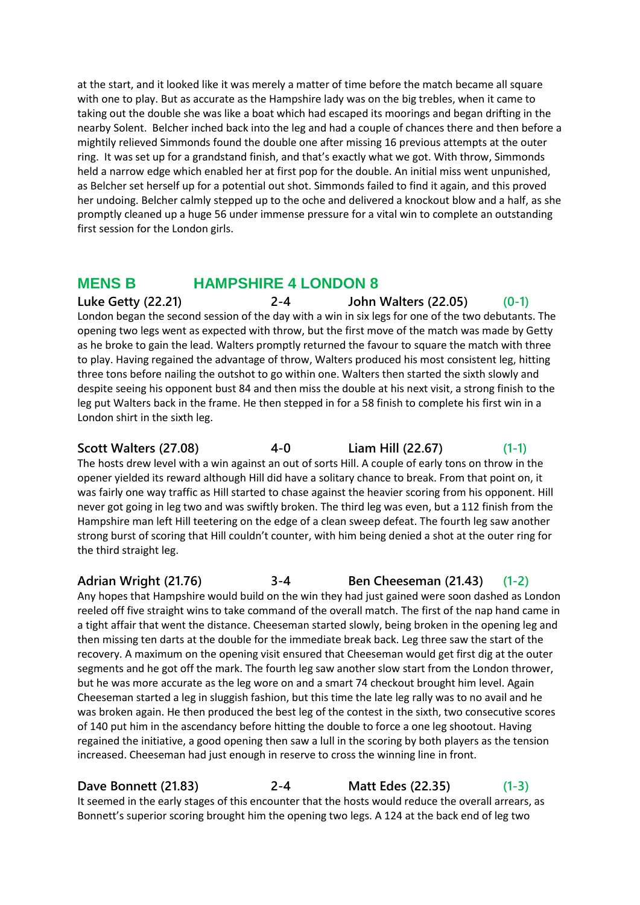at the start, and it looked like it was merely a matter of time before the match became all square with one to play. But as accurate as the Hampshire lady was on the big trebles, when it came to taking out the double she was like a boat which had escaped its moorings and began drifting in the nearby Solent. Belcher inched back into the leg and had a couple of chances there and then before a mightily relieved Simmonds found the double one after missing 16 previous attempts at the outer ring. It was set up for a grandstand finish, and that's exactly what we got. With throw, Simmonds held a narrow edge which enabled her at first pop for the double. An initial miss went unpunished, as Belcher set herself up for a potential out shot. Simmonds failed to find it again, and this proved her undoing. Belcher calmly stepped up to the oche and delivered a knockout blow and a half, as she promptly cleaned up a huge 56 under immense pressure for a vital win to complete an outstanding first session for the London girls.

## MENS B HAMPSHIRE 4 LONDON 8

**Luke Getty (22.21) 2-4 John Walters (22.05) (0-1)**

London began the second session of the day with a win in six legs for one of the two debutants. The opening two legs went as expected with throw, but the first move of the match was made by Getty as he broke to gain the lead. Walters promptly returned the favour to square the match with three to play. Having regained the advantage of throw, Walters produced his most consistent leg, hitting three tons before nailing the outshot to go within one. Walters then started the sixth slowly and despite seeing his opponent bust 84 and then miss the double at his next visit, a strong finish to the leg put Walters back in the frame. He then stepped in for a 58 finish to complete his first win in a London shirt in the sixth leg.

**Scott Walters (27.08) 4-0 Liam Hill (22.67) (1-1)**

The hosts drew level with a win against an out of sorts Hill. A couple of early tons on throw in the opener yielded its reward although Hill did have a solitary chance to break. From that point on, it was fairly one way traffic as Hill started to chase against the heavier scoring from his opponent. Hill never got going in leg two and was swiftly broken. The third leg was even, but a 112 finish from the Hampshire man left Hill teetering on the edge of a clean sweep defeat. The fourth leg saw another strong burst of scoring that Hill couldn't counter, with him being denied a shot at the outer ring for the third straight leg.

**Adrian Wright (21.76) 3-4 Ben Cheeseman (21.43) (1-2)**

Any hopes that Hampshire would build on the win they had just gained were soon dashed as London reeled off five straight wins to take command of the overall match. The first of the nap hand came in a tight affair that went the distance. Cheeseman started slowly, being broken in the opening leg and then missing ten darts at the double for the immediate break back. Leg three saw the start of the recovery. A maximum on the opening visit ensured that Cheeseman would get first dig at the outer segments and he got off the mark. The fourth leg saw another slow start from the London thrower, but he was more accurate as the leg wore on and a smart 74 checkout brought him level. Again Cheeseman started a leg in sluggish fashion, but this time the late leg rally was to no avail and he was broken again. He then produced the best leg of the contest in the sixth, two consecutive scores of 140 put him in the ascendancy before hitting the double to force a one leg shootout. Having regained the initiative, a good opening then saw a lull in the scoring by both players as the tension increased. Cheeseman had just enough in reserve to cross the winning line in front.

**Dave Bonnett (21.83) 2-4 Matt Edes (22.35) (1-3)**

It seemed in the early stages of this encounter that the hosts would reduce the overall arrears, as Bonnett's superior scoring brought him the opening two legs. A 124 at the back end of leg two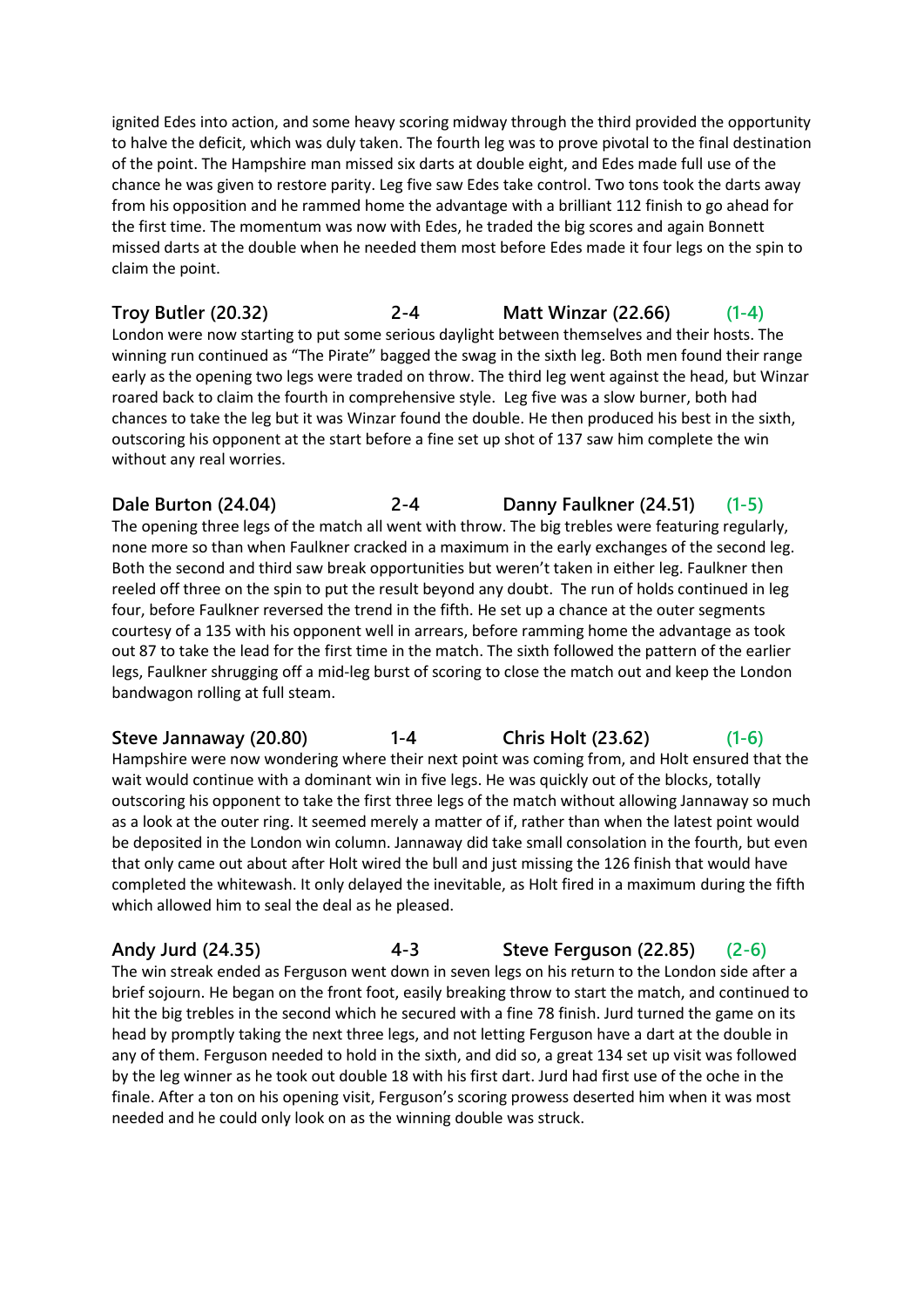ignited Edes into action, and some heavy scoring midway through the third provided the opportunity to halve the deficit, which was duly taken. The fourth leg was to prove pivotal to the final destination of the point. The Hampshire man missed six darts at double eight, and Edes made full use of the chance he was given to restore parity. Leg five saw Edes take control. Two tons took the darts away from his opposition and he rammed home the advantage with a brilliant 112 finish to go ahead for the first time. The momentum was now with Edes, he traded the big scores and again Bonnett missed darts at the double when he needed them most before Edes made it four legs on the spin to claim the point.

**Troy Butler (20.32) 2-4 Matt Winzar (22.66) (1-4)**

London were now starting to put some serious daylight between themselves and their hosts. The winning run continued as "The Pirate" bagged the swag in the sixth leg. Both men found their range early as the opening two legs were traded on throw. The third leg went against the head, but Winzar roared back to claim the fourth in comprehensive style. Leg five was a slow burner, both had chances to take the leg but it was Winzar found the double. He then produced his best in the sixth, outscoring his opponent at the start before a fine set up shot of 137 saw him complete the win without any real worries.

**Dale Burton (24.04) 2-4 Danny Faulkner (24.51) (1-5)**

The opening three legs of the match all went with throw. The big trebles were featuring regularly, none more so than when Faulkner cracked in a maximum in the early exchanges of the second leg. Both the second and third saw break opportunities but weren't taken in either leg. Faulkner then reeled off three on the spin to put the result beyond any doubt. The run of holds continued in leg four, before Faulkner reversed the trend in the fifth. He set up a chance at the outer segments courtesy of a 135 with his opponent well in arrears, before ramming home the advantage as took out 87 to take the lead for the first time in the match. The sixth followed the pattern of the earlier legs, Faulkner shrugging off a mid-leg burst of scoring to close the match out and keep the London bandwagon rolling at full steam.

**Steve Jannaway (20.80) 1-4 Chris Holt (23.62) (1-6)**

Hampshire were now wondering where their next point was coming from, and Holt ensured that the wait would continue with a dominant win in five legs. He was quickly out of the blocks, totally outscoring his opponent to take the first three legs of the match without allowing Jannaway so much as a look at the outer ring. It seemed merely a matter of if, rather than when the latest point would be deposited in the London win column. Jannaway did take small consolation in the fourth, but even that only came out about after Holt wired the bull and just missing the 126 finish that would have completed the whitewash. It only delayed the inevitable, as Holt fired in a maximum during the fifth which allowed him to seal the deal as he pleased.

**Andy Jurd (24.35) 4-3 Steve Ferguson (22.85) (2-6)**

The win streak ended as Ferguson went down in seven legs on his return to the London side after a brief sojourn. He began on the front foot, easily breaking throw to start the match, and continued to hit the big trebles in the second which he secured with a fine 78 finish. Jurd turned the game on its head by promptly taking the next three legs, and not letting Ferguson have a dart at the double in any of them. Ferguson needed to hold in the sixth, and did so, a great 134 set up visit was followed by the leg winner as he took out double 18 with his first dart. Jurd had first use of the oche in the finale. After a ton on his opening visit, Ferguson's scoring prowess deserted him when it was most needed and he could only look on as the winning double was struck.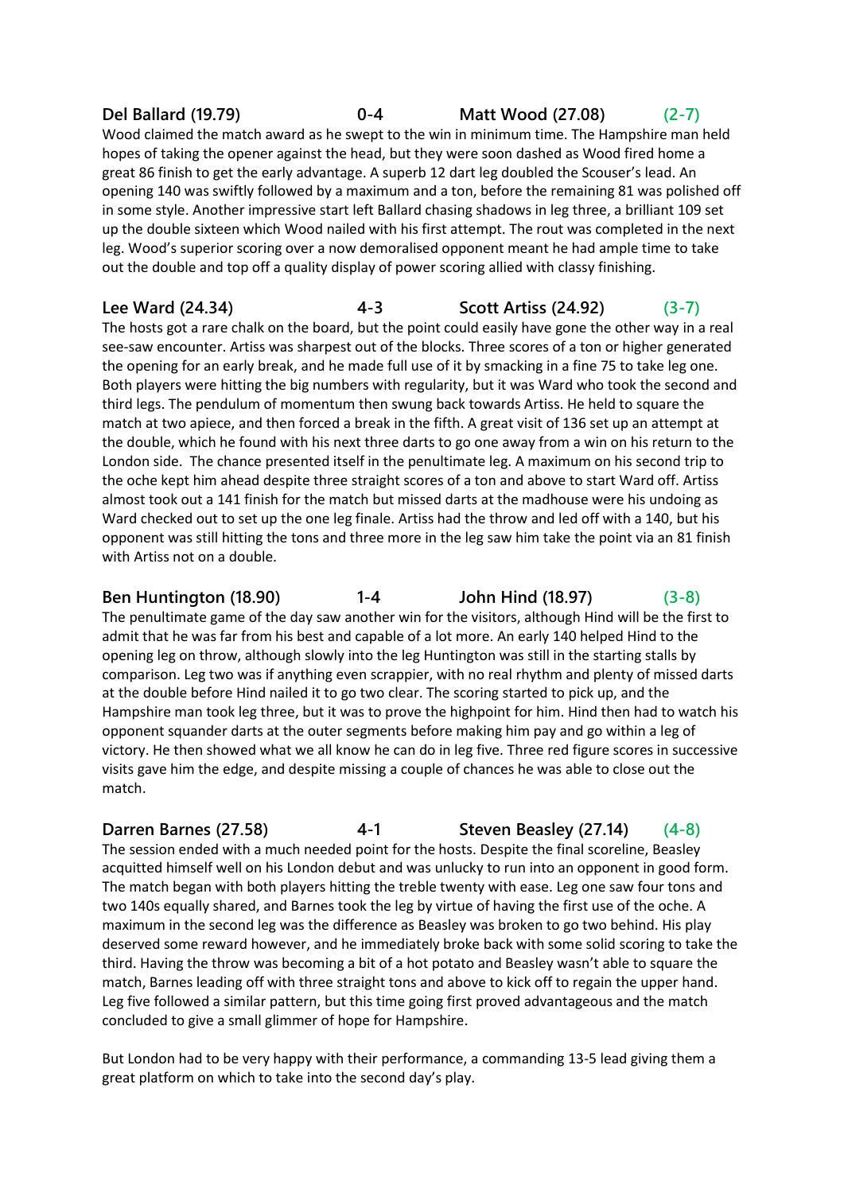**Del Ballard (19.79) 0-4 Matt Wood (27.08) (2-7)**

Wood claimed the match award as he swept to the win in minimum time. The Hampshire man held hopes of taking the opener against the head, but they were soon dashed as Wood fired home a great 86 finish to get the early advantage. A superb 12 dart leg doubled the Scouser's lead. An opening 140 was swiftly followed by a maximum and a ton, before the remaining 81 was polished off in some style. Another impressive start left Ballard chasing shadows in leg three, a brilliant 109 set up the double sixteen which Wood nailed with his first attempt. The rout was completed in the next leg. Wood's superior scoring over a now demoralised opponent meant he had ample time to take out the double and top off a quality display of power scoring allied with classy finishing.

**Lee Ward (24.34) 4-3 Scott Artiss (24.92) (3-7)**

The hosts got a rare chalk on the board, but the point could easily have gone the other way in a real see-saw encounter. Artiss was sharpest out of the blocks. Three scores of a ton or higher generated the opening for an early break, and he made full use of it by smacking in a fine 75 to take leg one. Both players were hitting the big numbers with regularity, but it was Ward who took the second and third legs. The pendulum of momentum then swung back towards Artiss. He held to square the match at two apiece, and then forced a break in the fifth. A great visit of 136 set up an attempt at the double, which he found with his next three darts to go one away from a win on his return to the London side. The chance presented itself in the penultimate leg. A maximum on his second trip to the oche kept him ahead despite three straight scores of a ton and above to start Ward off. Artiss almost took out a 141 finish for the match but missed darts at the madhouse were his undoing as Ward checked out to set up the one leg finale. Artiss had the throw and led off with a 140, but his opponent was still hitting the tons and three more in the leg saw him take the point via an 81 finish with Artiss not on a double.

**Ben Huntington (18.90) 1-4 John Hind (18.97) (3-8)**

The penultimate game of the day saw another win for the visitors, although Hind will be the first to admit that he was far from his best and capable of a lot more. An early 140 helped Hind to the opening leg on throw, although slowly into the leg Huntington was still in the starting stalls by comparison. Leg two was if anything even scrappier, with no real rhythm and plenty of missed darts at the double before Hind nailed it to go two clear. The scoring started to pick up, and the Hampshire man took leg three, but it was to prove the highpoint for him. Hind then had to watch his opponent squander darts at the outer segments before making him pay and go within a leg of victory. He then showed what we all know he can do in leg five. Three red figure scores in successive visits gave him the edge, and despite missing a couple of chances he was able to close out the match.

**Darren Barnes (27.58) 4-1 Steven Beasley (27.14) (4-8)**

The session ended with a much needed point for the hosts. Despite the final scoreline, Beasley acquitted himself well on his London debut and was unlucky to run into an opponent in good form. The match began with both players hitting the treble twenty with ease. Leg one saw four tons and two 140s equally shared, and Barnes took the leg by virtue of having the first use of the oche. A maximum in the second leg was the difference as Beasley was broken to go two behind. His play deserved some reward however, and he immediately broke back with some solid scoring to take the third. Having the throw was becoming a bit of a hot potato and Beasley wasn't able to square the match, Barnes leading off with three straight tons and above to kick off to regain the upper hand. Leg five followed a similar pattern, but this time going first proved advantageous and the match concluded to give a small glimmer of hope for Hampshire.

But London had to be very happy with their performance, a commanding 13-5 lead giving them a great platform on which to take into the second day's play.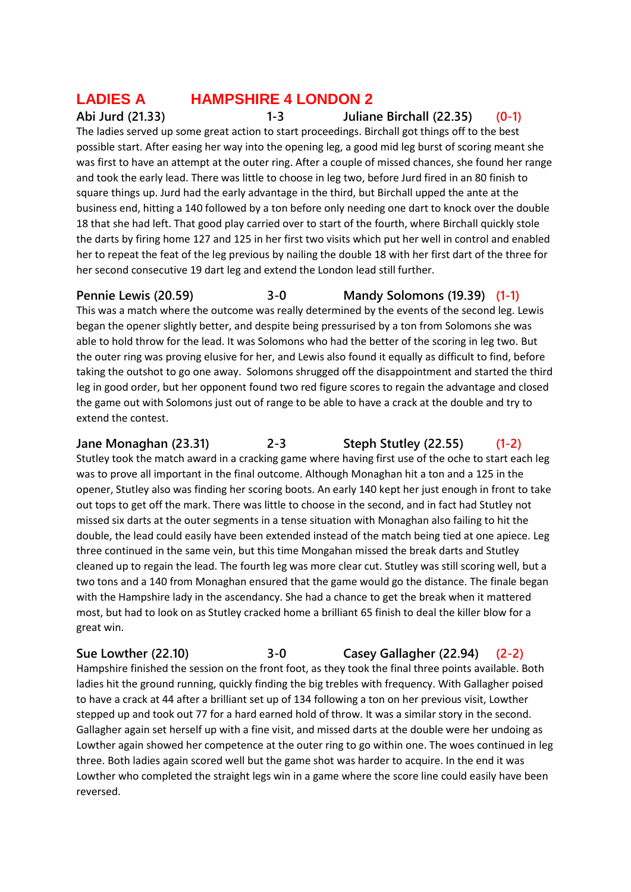## LADIES A HAMPSHIRE 4 LONDON 2

**Abi Jurd (21.33) 1-3 Juliane Birchall (22.35) (0-1)**

The ladies served up some great action to start proceedings. Birchall got things off to the best possible start. After easing her way into the opening leg, a good mid leg burst of scoring meant she was first to have an attempt at the outer ring. After a couple of missed chances, she found her range and took the early lead. There was little to choose in leg two, before Jurd fired in an 80 finish to square things up. Jurd had the early advantage in the third, but Birchall upped the ante at the business end, hitting a 140 followed by a ton before only needing one dart to knock over the double 18 that she had left. That good play carried over to start of the fourth, where Birchall quickly stole the darts by firing home 127 and 125 in her first two visits which put her well in control and enabled her to repeat the feat of the leg previous by nailing the double 18 with her first dart of the three for her second consecutive 19 dart leg and extend the London lead still further.

**Pennie Lewis (20.59) 3-0 Mandy Solomons (19.39) (1-1)**

This was a match where the outcome was really determined by the events of the second leg. Lewis began the opener slightly better, and despite being pressurised by a ton from Solomons she was able to hold throw for the lead. It was Solomons who had the better of the scoring in leg two. But the outer ring was proving elusive for her, and Lewis also found it equally as difficult to find, before taking the outshot to go one away. Solomons shrugged off the disappointment and started the third leg in good order, but her opponent found two red figure scores to regain the advantage and closed the game out with Solomons just out of range to be able to have a crack at the double and try to extend the contest.

**Jane Monaghan (23.31) 2-3 Steph Stutley (22.55) (1-2)**

Stutley took the match award in a cracking game where having first use of the oche to start each leg was to prove all important in the final outcome. Although Monaghan hit a ton and a 125 in the opener, Stutley also was finding her scoring boots. An early 140 kept her just enough in front to take out tops to get off the mark. There was little to choose in the second, and in fact had Stutley not missed six darts at the outer segments in a tense situation with Monaghan also failing to hit the double, the lead could easily have been extended instead of the match being tied at one apiece. Leg three continued in the same vein, but this time Mongahan missed the break darts and Stutley cleaned up to regain the lead. The fourth leg was more clear cut. Stutley was still scoring well, but a two tons and a 140 from Monaghan ensured that the game would go the distance. The finale began with the Hampshire lady in the ascendancy. She had a chance to get the break when it mattered most, but had to look on as Stutley cracked home a brilliant 65 finish to deal the killer blow for a great win.

**Sue Lowther (22.10) 3-0 Casey Gallagher (22.94) (2-2)**

Hampshire finished the session on the front foot, as they took the final three points available. Both ladies hit the ground running, quickly finding the big trebles with frequency. With Gallagher poised to have a crack at 44 after a brilliant set up of 134 following a ton on her previous visit, Lowther stepped up and took out 77 for a hard earned hold of throw. It was a similar story in the second. Gallagher again set herself up with a fine visit, and missed darts at the double were her undoing as Lowther again showed her competence at the outer ring to go within one. The woes continued in leg three. Both ladies again scored well but the game shot was harder to acquire. In the end it was Lowther who completed the straight legs win in a game where the score line could easily have been reversed.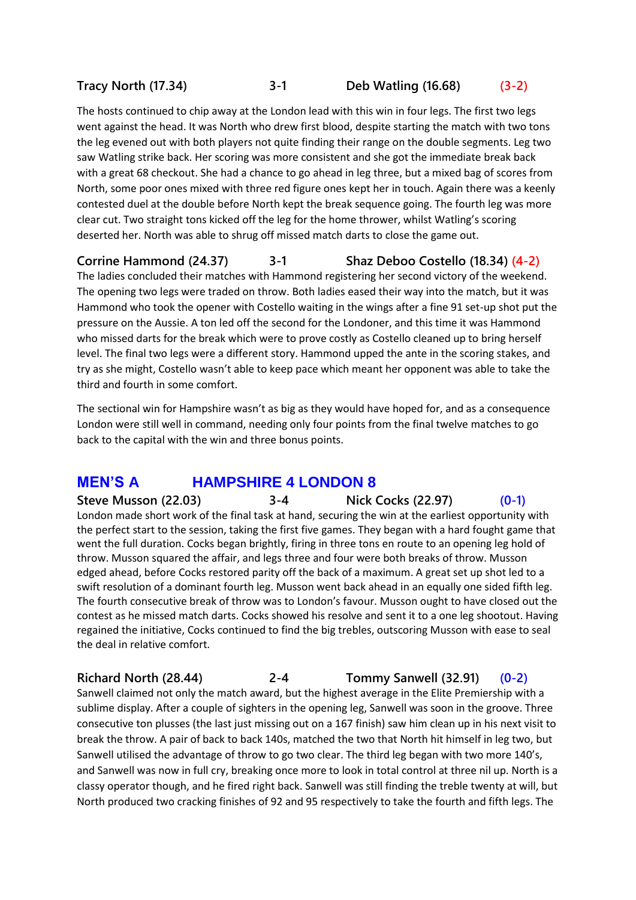**Tracy North (17.34) 3-1 Deb Watling (16.68) (3-2)**

The hosts continued to chip away at the London lead with this win in four legs. The first two legs went against the head. It was North who drew first blood, despite starting the match with two tons the leg evened out with both players not quite finding their range on the double segments. Leg two saw Watling strike back. Her scoring was more consistent and she got the immediate break back with a great 68 checkout. She had a chance to go ahead in leg three, but a mixed bag of scores from North, some poor ones mixed with three red figure ones kept her in touch. Again there was a keenly contested duel at the double before North kept the break sequence going. The fourth leg was more clear cut. Two straight tons kicked off the leg for the home thrower, whilst Watling's scoring deserted her. North was able to shrug off missed match darts to close the game out.

**Corrine Hammond (24.37) 3-1 Shaz Deboo Costello (18.34) (4-2)**

The ladies concluded their matches with Hammond registering her second victory of the weekend. The opening two legs were traded on throw. Both ladies eased their way into the match, but it was Hammond who took the opener with Costello waiting in the wings after a fine 91 set-up shot put the pressure on the Aussie. A ton led off the second for the Londoner, and this time it was Hammond who missed darts for the break which were to prove costly as Costello cleaned up to bring herself level. The final two legs were a different story. Hammond upped the ante in the scoring stakes, and try as she might, Costello wasn't able to keep pace which meant her opponent was able to take the third and fourth in some comfort.

The sectional win for Hampshire wasn't as big as they would have hoped for, and as a consequence London were still well in command, needing only four points from the final twelve matches to go back to the capital with the win and three bonus points.

## MEN'S A — HAMPSHIRE 4 LONDON 8

**Steve Musson (22.03) 3-4 Nick Cocks (22.97) (0-1)**

London made short work of the final task at hand, securing the win at the earliest opportunity with the perfect start to the session, taking the first five games. They began with a hard fought game that went the full duration. Cocks began brightly, firing in three tons en route to an opening leg hold of throw. Musson squared the affair, and legs three and four were both breaks of throw. Musson edged ahead, before Cocks restored parity off the back of a maximum. A great set up shot led to a swift resolution of a dominant fourth leg. Musson went back ahead in an equally one sided fifth leg. The fourth consecutive break of throw was to London's favour. Musson ought to have closed out the contest as he missed match darts. Cocks showed his resolve and sent it to a one leg shootout. Having regained the initiative, Cocks continued to find the big trebles, outscoring Musson with ease to seal the deal in relative comfort.

**Richard North (28.44) 2-4 Tommy Sanwell (32.91) (0-2)**

Sanwell claimed not only the match award, but the highest average in the Elite Premiership with a sublime display. After a couple of sighters in the opening leg, Sanwell was soon in the groove. Three consecutive ton plusses (the last just missing out on a 167 finish) saw him clean up in his next visit to break the throw. A pair of back to back 140s, matched the two that North hit himself in leg two, but Sanwell utilised the advantage of throw to go two clear. The third leg began with two more 140's, and Sanwell was now in full cry, breaking once more to look in total control at three nil up. North is a classy operator though, and he fired right back. Sanwell was still finding the treble twenty at will, but North produced two cracking finishes of 92 and 95 respectively to take the fourth and fifth legs. The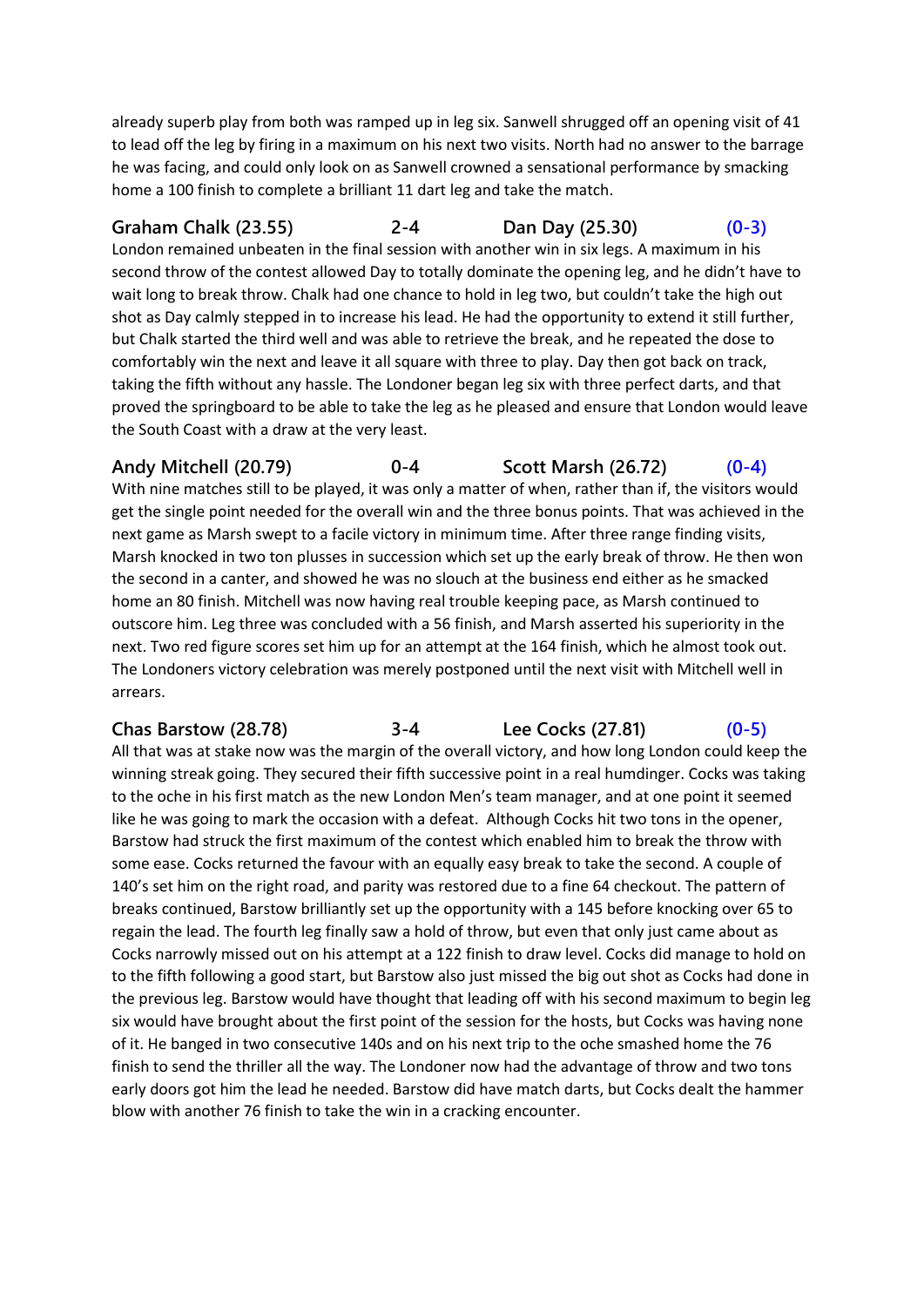already superb play from both was ramped up in leg six. Sanwell shrugged off an opening visit of 41 to lead off the leg by firing in a maximum on his next two visits. North had no answer to the barrage he was facing, and could only look on as Sanwell crowned a sensational performance by smacking home a 100 finish to complete a brilliant 11 dart leg and take the match.

**Graham Chalk (23.55) 2-4 Dan Day (25.30) (0-3)**

London remained unbeaten in the final session with another win in six legs. A maximum in his second throw of the contest allowed Day to totally dominate the opening leg, and he didn't have to wait long to break throw. Chalk had one chance to hold in leg two, but couldn't take the high out shot as Day calmly stepped in to increase his lead. He had the opportunity to extend it still further, but Chalk started the third well and was able to retrieve the break, and he repeated the dose to comfortably win the next and leave it all square with three to play. Day then got back on track, taking the fifth without any hassle. The Londoner began leg six with three perfect darts, and that proved the springboard to be able to take the leg as he pleased and ensure that London would leave the South Coast with a draw at the very least.

**Andy Mitchell (20.79) 0-4 Scott Marsh (26.72) (0-4)**

With nine matches still to be played, it was only a matter of when, rather than if, the visitors would get the single point needed for the overall win and the three bonus points. That was achieved in the next game as Marsh swept to a facile victory in minimum time. After three range finding visits, Marsh knocked in two ton plusses in succession which set up the early break of throw. He then won the second in a canter, and showed he was no slouch at the business end either as he smacked home an 80 finish. Mitchell was now having real trouble keeping pace, as Marsh continued to outscore him. Leg three was concluded with a 56 finish, and Marsh asserted his superiority in the next. Two red figure scores set him up for an attempt at the 164 finish, which he almost took out. The Londoners victory celebration was merely postponed until the next visit with Mitchell well in arrears.

**Chas Barstow (28.78) 3-4 Lee Cocks (27.81) (0-5)**

All that was at stake now was the margin of the overall victory, and how long London could keep the winning streak going. They secured their fifth successive point in a real humdinger. Cocks was taking to the oche in his first match as the new London Men's team manager, and at one point it seemed like he was going to mark the occasion with a defeat. Although Cocks hit two tons in the opener, Barstow had struck the first maximum of the contest which enabled him to break the throw with some ease. Cocks returned the favour with an equally easy break to take the second. A couple of 140's set him on the right road, and parity was restored due to a fine 64 checkout. The pattern of breaks continued, Barstow brilliantly set up the opportunity with a 145 before knocking over 65 to regain the lead. The fourth leg finally saw a hold of throw, but even that only just came about as Cocks narrowly missed out on his attempt at a 122 finish to draw level. Cocks did manage to hold on to the fifth following a good start, but Barstow also just missed the big out shot as Cocks had done in the previous leg. Barstow would have thought that leading off with his second maximum to begin leg six would have brought about the first point of the session for the hosts, but Cocks was having none of it. He banged in two consecutive 140s and on his next trip to the oche smashed home the 76 finish to send the thriller all the way. The Londoner now had the advantage of throw and two tons early doors got him the lead he needed. Barstow did have match darts, but Cocks dealt the hammer blow with another 76 finish to take the win in a cracking encounter.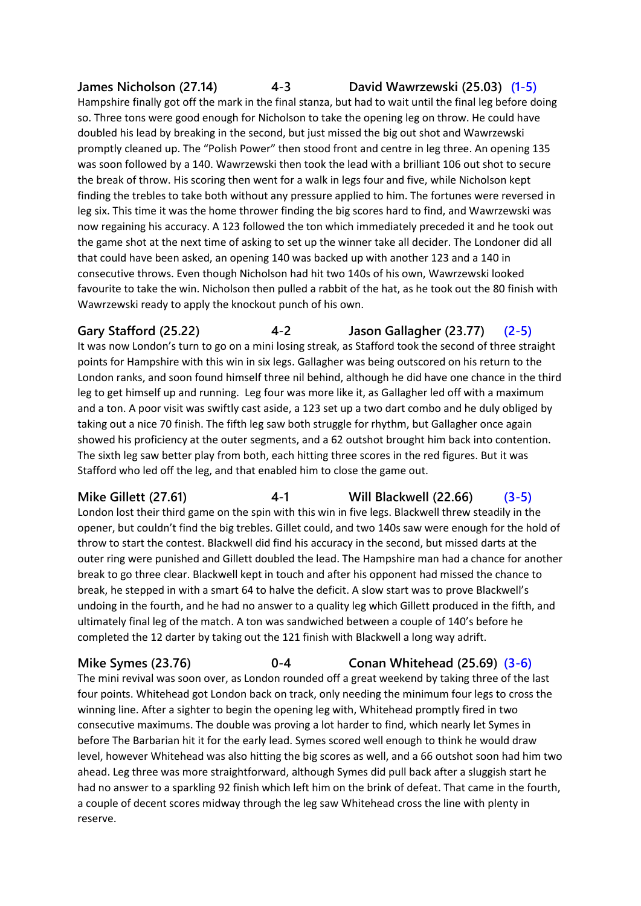**James Nicholson (27.14) 4-3 David Wawrzewski (25.03) (1-5)**

Hampshire finally got off the mark in the final stanza, but had to wait until the final leg before doing so. Three tons were good enough for Nicholson to take the opening leg on throw. He could have doubled his lead by breaking in the second, but just missed the big out shot and Wawrzewski promptly cleaned up. The "Polish Power" then stood front and centre in leg three. An opening 135 was soon followed by a 140. Wawrzewski then took the lead with a brilliant 106 out shot to secure the break of throw. His scoring then went for a walk in legs four and five, while Nicholson kept finding the trebles to take both without any pressure applied to him. The fortunes were reversed in leg six. This time it was the home thrower finding the big scores hard to find, and Wawrzewski was now regaining his accuracy. A 123 followed the ton which immediately preceded it and he took out the game shot at the next time of asking to set up the winner take all decider. The Londoner did all that could have been asked, an opening 140 was backed up with another 123 and a 140 in consecutive throws. Even though Nicholson had hit two 140s of his own, Wawrzewski looked favourite to take the win. Nicholson then pulled a rabbit of the hat, as he took out the 80 finish with Wawrzewski ready to apply the knockout punch of his own.

**Gary Stafford (25.22) 4-2 Jason Gallagher (23.77) (2-5)**

It was now London's turn to go on a mini losing streak, as Stafford took the second of three straight points for Hampshire with this win in six legs. Gallagher was being outscored on his return to the London ranks, and soon found himself three nil behind, although he did have one chance in the third leg to get himself up and running. Leg four was more like it, as Gallagher led off with a maximum and a ton. A poor visit was swiftly cast aside, a 123 set up a two dart combo and he duly obliged by taking out a nice 70 finish. The fifth leg saw both struggle for rhythm, but Gallagher once again showed his proficiency at the outer segments, and a 62 outshot brought him back into contention. The sixth leg saw better play from both, each hitting three scores in the red figures. But it was Stafford who led off the leg, and that enabled him to close the game out.

**Mike Gillett (27.61) 4-1 Will Blackwell (22.66) (3-5)**

London lost their third game on the spin with this win in five legs. Blackwell threw steadily in the opener, but couldn't find the big trebles. Gillet could, and two 140s saw were enough for the hold of throw to start the contest. Blackwell did find his accuracy in the second, but missed darts at the outer ring were punished and Gillett doubled the lead. The Hampshire man had a chance for another break to go three clear. Blackwell kept in touch and after his opponent had missed the chance to break, he stepped in with a smart 64 to halve the deficit. A slow start was to prove Blackwell's undoing in the fourth, and he had no answer to a quality leg which Gillett produced in the fifth, and ultimately final leg of the match. A ton was sandwiched between a couple of 140's before he completed the 12 darter by taking out the 121 finish with Blackwell a long way adrift.

**Mike Symes (23.76) 0-4 Conan Whitehead (25.69) (3-6)**

The mini revival was soon over, as London rounded off a great weekend by taking three of the last four points. Whitehead got London back on track, only needing the minimum four legs to cross the winning line. After a sighter to begin the opening leg with, Whitehead promptly fired in two consecutive maximums. The double was proving a lot harder to find, which nearly let Symes in before The Barbarian hit it for the early lead. Symes scored well enough to think he would draw level, however Whitehead was also hitting the big scores as well, and a 66 outshot soon had him two ahead. Leg three was more straightforward, although Symes did pull back after a sluggish start he had no answer to a sparkling 92 finish which left him on the brink of defeat. That came in the fourth, a couple of decent scores midway through the leg saw Whitehead cross the line with plenty in reserve.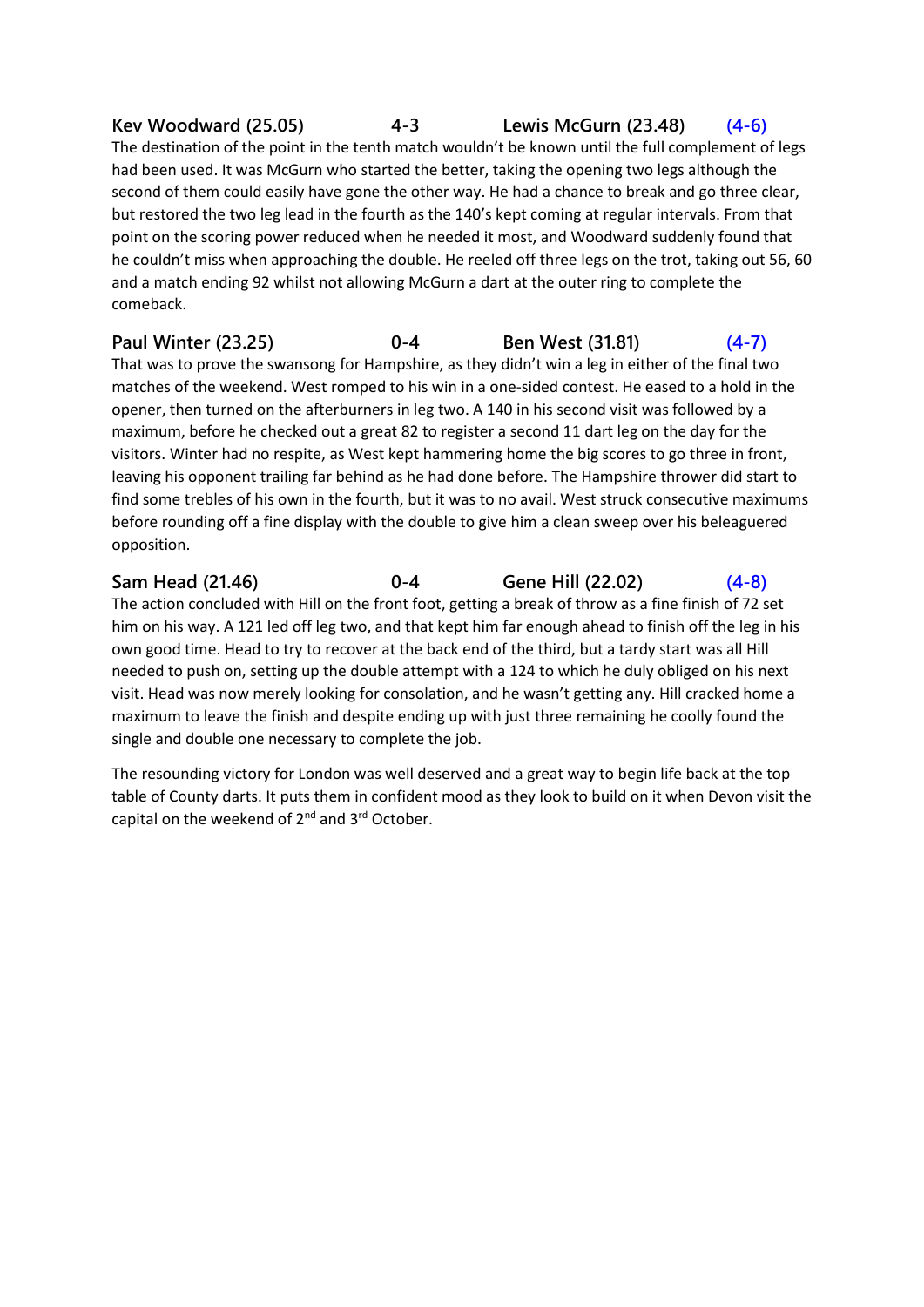**Kev Woodward (25.05) 4-3 Lewis McGurn (23.48) (4-6)**

The destination of the point in the tenth match wouldn't be known until the full complement of legs had been used. It was McGurn who started the better, taking the opening two legs although the second of them could easily have gone the other way. He had a chance to break and go three clear, but restored the two leg lead in the fourth as the 140's kept coming at regular intervals. From that point on the scoring power reduced when he needed it most, and Woodward suddenly found that he couldn't miss when approaching the double. He reeled off three legs on the trot, taking out 56, 60 and a match ending 92 whilst not allowing McGurn a dart at the outer ring to complete the comeback.

**Paul Winter (23.25) 0-4 Ben West (31.81) (4-7)**

That was to prove the swansong for Hampshire, as they didn't win a leg in either of the final two matches of the weekend. West romped to his win in a one-sided contest. He eased to a hold in the opener, then turned on the afterburners in leg two. A 140 in his second visit was followed by a maximum, before he checked out a great 82 to register a second 11 dart leg on the day for the visitors. Winter had no respite, as West kept hammering home the big scores to go three in front, leaving his opponent trailing far behind as he had done before. The Hampshire thrower did start to find some trebles of his own in the fourth, but it was to no avail. West struck consecutive maximums before rounding off a fine display with the double to give him a clean sweep over his beleaguered opposition.

**Sam Head (21.46) 0-4 Gene Hill (22.02) (4-8)**

The action concluded with Hill on the front foot, getting a break of throw as a fine finish of 72 set him on his way. A 121 led off leg two, and that kept him far enough ahead to finish off the leg in his own good time. Head to try to recover at the back end of the third, but a tardy start was all Hill needed to push on, setting up the double attempt with a 124 to which he duly obliged on his next visit. Head was now merely looking for consolation, and he wasn't getting any. Hill cracked home a maximum to leave the finish and despite ending up with just three remaining he coolly found the single and double one necessary to complete the job.

The resounding victory for London was well deserved and a great way to begin life back at the top table of County darts. It puts them in confident mood as they look to build on it when Devon visit the capital on the weekend of 2nd and 3rd October.